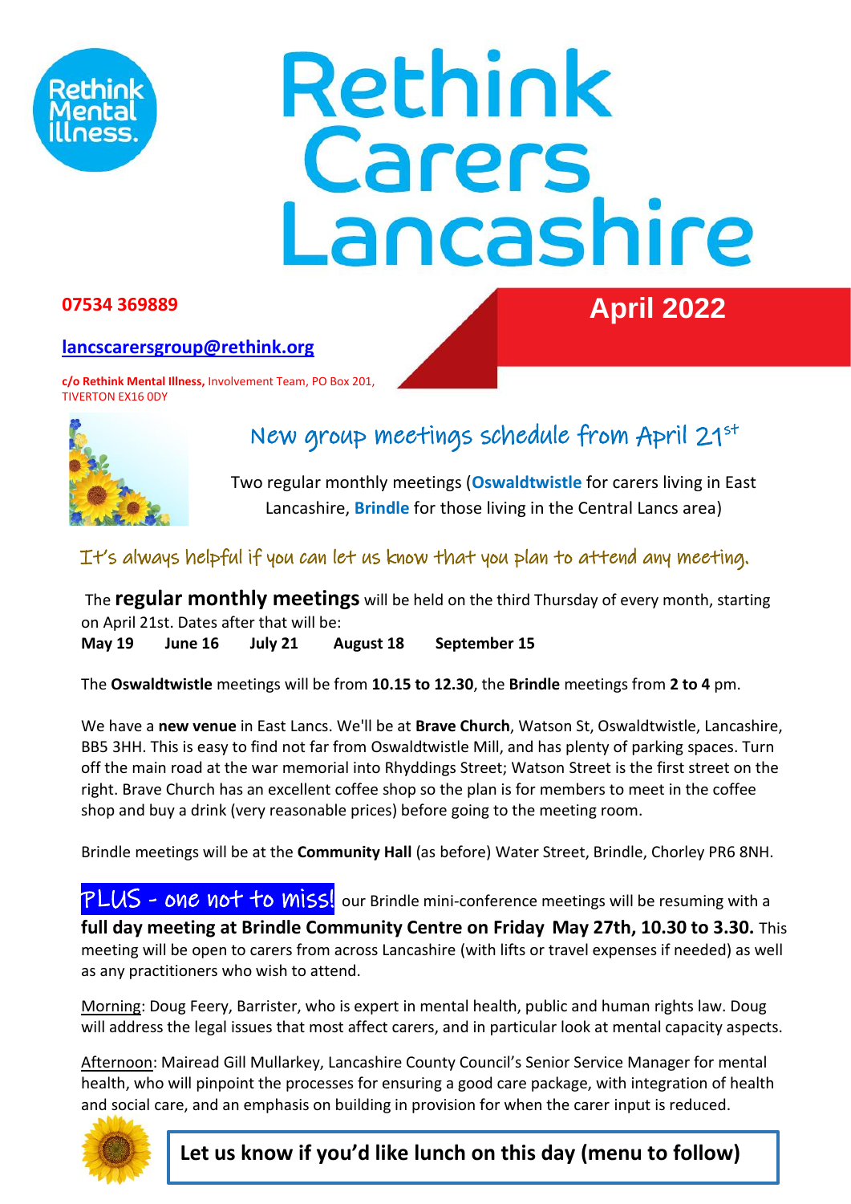Rethink Mental Illness.

# Rethink Carers Lancashire

**07534 369889**

**April 2022**

**lancscarersgroup@rethink.org**

**c/o Rethink Mental Illness,** Involvement Team, PO Box 201, TIVERTON EX16 0DY

## New group meetings schedule from April 21st

Two regular monthly meetings (**Oswaldtwistle** for carers living in East Lancashire, **Brindle** for those living in the Central Lancs area)

### It's always helpful if you can let us know that you plan to attend any meeting.

The **regular monthly meetings** will be held on the third Thursday of every month, starting on April 21st. Dates after that will be:

**May 19 June 16 July 21 August 18 September 15**

The **Oswaldtwistle** meetings will be from **10.15 to 12.30**, the **Brindle** meetings from **2 to 4** pm.

We have a **new venue** in East Lancs. We'll be at **Brave Church**, Watson St, Oswaldtwistle, Lancashire, BB5 3HH. This is easy to find not far from Oswaldtwistle Mill, and has plenty of parking spaces. Turn off the main road at the war memorial into Rhyddings Street; Watson Street is the first street on the right. Brave Church has an excellent coffee shop so the plan is for members to meet in the coffee shop and buy a drink (very reasonable prices) before going to the meeting room.

Brindle meetings will be at the **Community Hall** (as before) Water Street, Brindle, Chorley PR6 8NH.

**PLUS - one not to miss!** our Brindle mini-conference meetings will be resuming with a **full day meeting at Brindle Community Centre on Friday May 27th, 10.30 to 3.30.** This meeting will be open to carers from across Lancashire (with lifts or travel expenses if needed) as well as any practitioners who wish to attend.

Morning: Doug Feery, Barrister, who is expert in mental health, public and human rights law. Doug will address the legal issues that most affect carers, and in particular look at mental capacity aspects.

Afternoon: Mairead Gill Mullarkey, Lancashire County Council's Senior Service Manager for mental health, who will pinpoint the processes for ensuring a good care package, with integration of health and social care, and an emphasis on building in provision for when the carer input is reduced.

**Let us know if you'd like lunch on this day (menu to follow)**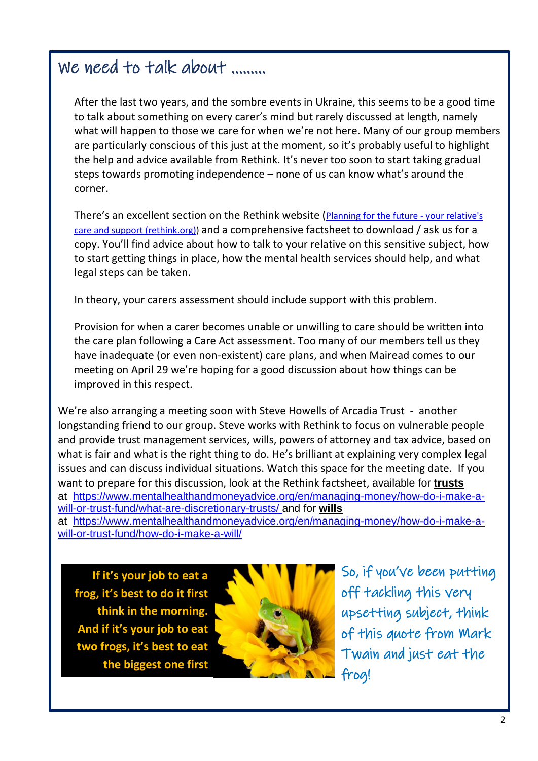# We need to talk about ………

After the last two years, and the sombre events in Ukraine, this seems to be a good time to talk about something on every carer's mind but rarely discussed at length, namely what will happen to those we care for when we're not here. Many of our group members are particularly conscious of this just at the moment, so it's probably useful to highlight the help and advice available from Rethink. It's never too soon to start taking gradual steps towards promoting independence – none of us can know what's around the corner.

There's an excellent section on the Rethink website ([Planning for the future - your relative's care and support (rethink.org)]) and a comprehensive factsheet to download / ask us for a copy. You'll find advice about how to talk to your relative on this sensitive subject, how to start getting things in place, how the mental health services should help, and what legal steps can be taken.

In theory, your carers assessment should include support with this problem.

Provision for when a carer becomes unable or unwilling to care should be written into the care plan following a Care Act assessment. Too many of our members tell us they have inadequate (or even non-existent) care plans, and when Mairead comes to our meeting on April 29 we're hoping for a good discussion about how things can be improved in this respect.

We're also arranging a meeting soon with Steve Howells of Arcadia Trust - another longstanding friend to our group. Steve works with Rethink to focus on vulnerable people and provide trust management services, wills, powers of attorney and tax advice, based on what is fair and what is the right thing to do. He's brilliant at explaining very complex legal issues and can discuss individual situations. Watch this space for the meeting date. If you want to prepare for this discussion, look at the Rethink factsheet, available for **trusts** at https://www.mentalhealthandmoneyadvice.org/en/managing-money/how-do-i-make-a-will-or-trust-fund/what-are-discretionary-trusts/ and for **wills** at https://www.mentalhealthandmoneyadvice.org/en/managing-money/how-do-i-make-a-will-or-trust-fund/how-do-i-make-a-will/

**If it's your job to eat a frog, it's best to do it first think in the morning. And if it's your job to eat two frogs, it's best to eat the biggest one first**

So, if you've been putting off tackling this very upsetting subject, think of this quote from Mark Twain and just eat the frog!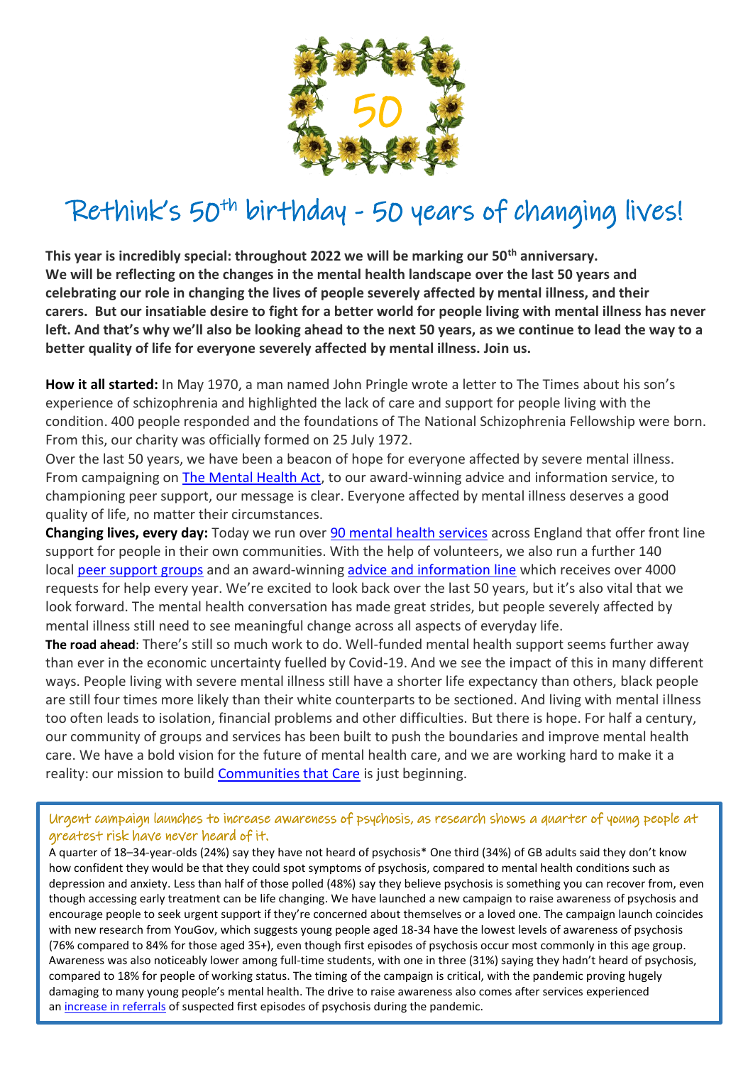# Rethink's 50th birthday - 50 years of changing lives!

**This year is incredibly special: throughout 2022 we will be marking our 50th anniversary. We will be reflecting on the changes in the mental health landscape over the last 50 years and celebrating our role in changing the lives of people severely affected by mental illness, and their carers. But our insatiable desire to fight for a better world for people living with mental illness has never left. And that's why we'll also be looking ahead to the next 50 years, as we continue to lead the way to a better quality of life for everyone severely affected by mental illness. Join us.**

**How it all started:** In May 1970, a man named John Pringle wrote a letter to The Times about his son's experience of schizophrenia and highlighted the lack of care and support for people living with the condition. 400 people responded and the foundations of The National Schizophrenia Fellowship were born. From this, our charity was officially formed on 25 July 1972.

Over the last 50 years, we have been a beacon of hope for everyone affected by severe mental illness. From campaigning on The Mental Health Act, to our award-winning advice and information service, to championing peer support, our message is clear. Everyone affected by mental illness deserves a good quality of life, no matter their circumstances.

**Changing lives, every day:** Today we run over 90 mental health services across England that offer front line support for people in their own communities. With the help of volunteers, we also run a further 140 local peer support groups and an award-winning advice and information line which receives over 4000 requests for help every year. We're excited to look back over the last 50 years, but it's also vital that we look forward. The mental health conversation has made great strides, but people severely affected by mental illness still need to see meaningful change across all aspects of everyday life.

**The road ahead**: There's still so much work to do. Well-funded mental health support seems further away than ever in the economic uncertainty fuelled by Covid-19. And we see the impact of this in many different ways. People living with severe mental illness still have a shorter life expectancy than others, black people are still four times more likely than their white counterparts to be sectioned. And living with mental illness too often leads to isolation, financial problems and other difficulties. But there is hope. For half a century, our community of groups and services has been built to push the boundaries and improve mental health care. We have a bold vision for the future of mental health care, and we are working hard to make it a reality: our mission to build Communities that Care is just beginning.

## Urgent campaign launches to increase awareness of psychosis, as research shows a quarter of young people at greatest risk have never heard of it.

A quarter of 18–34-year-olds (24%) say they have not heard of psychosis* One third (34%) of GB adults said they don't know how confident they would be that they could spot symptoms of psychosis, compared to mental health conditions such as depression and anxiety. Less than half of those polled (48%) say they believe psychosis is something you can recover from, even though accessing early treatment can be life changing. We have launched a new campaign to raise awareness of psychosis and encourage people to seek urgent support if they're concerned about themselves or a loved one. The campaign launch coincides with new research from YouGov, which suggests young people aged 18-34 have the lowest levels of awareness of psychosis (76% compared to 84% for those aged 35+), even though first episodes of psychosis occur most commonly in this age group. Awareness was also noticeably lower among full-time students, with one in three (31%) saying they hadn't heard of psychosis, compared to 18% for people of working status. The timing of the campaign is critical, with the pandemic proving hugely damaging to many young people's mental health. The drive to raise awareness also comes after services experienced an increase in referrals of suspected first episodes of psychosis during the pandemic.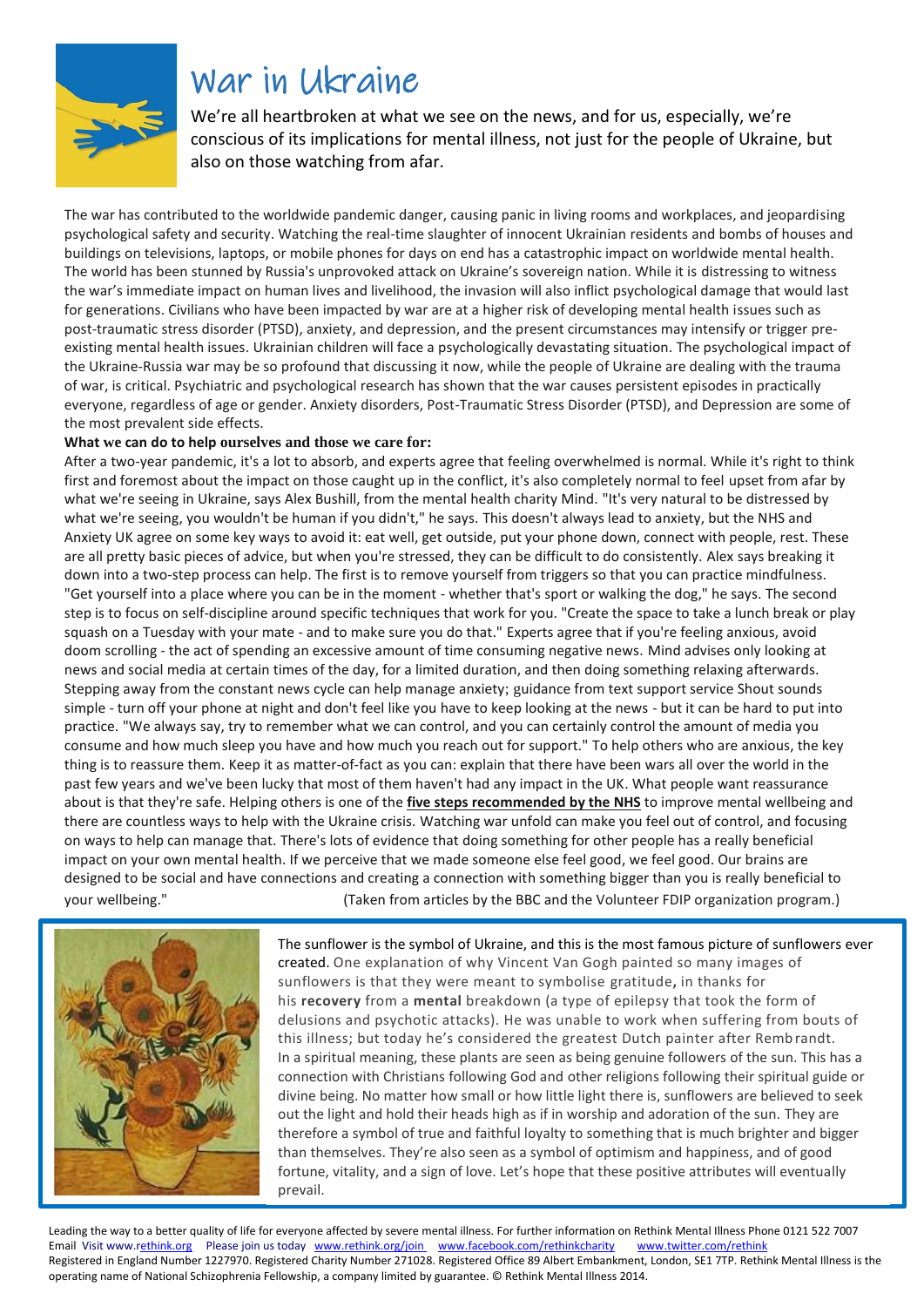# War in Ukraine

We're all heartbroken at what we see on the news, and for us, especially, we're conscious of its implications for mental illness, not just for the people of Ukraine, but also on those watching from afar.

The war has contributed to the worldwide pandemic danger, causing panic in living rooms and workplaces, and jeopardising psychological safety and security. Watching the real-time slaughter of innocent Ukrainian residents and bombs of houses and buildings on televisions, laptops, or mobile phones for days on end has a catastrophic impact on worldwide mental health. The world has been stunned by Russia's unprovoked attack on Ukraine's sovereign nation. While it is distressing to witness the war's immediate impact on human lives and livelihood, the invasion will also inflict psychological damage that would last for generations. Civilians who have been impacted by war are at a higher risk of developing mental health issues such as post-traumatic stress disorder (PTSD), anxiety, and depression, and the present circumstances may intensify or trigger pre-existing mental health issues. Ukrainian children will face a psychologically devastating situation. The psychological impact of the Ukraine-Russia war may be so profound that discussing it now, while the people of Ukraine are dealing with the trauma of war, is critical. Psychiatric and psychological research has shown that the war causes persistent episodes in practically everyone, regardless of age or gender. Anxiety disorders, Post-Traumatic Stress Disorder (PTSD), and Depression are some of the most prevalent side effects.

**What we can do to help ourselves and those we care for:**

After a two-year pandemic, it's a lot to absorb, and experts agree that feeling overwhelmed is normal. While it's right to think first and foremost about the impact on those caught up in the conflict, it's also completely normal to feel upset from afar by what we're seeing in Ukraine, says Alex Bushill, from the mental health charity Mind. "It's very natural to be distressed by what we're seeing, you wouldn't be human if you didn't," he says. This doesn't always lead to anxiety, but the NHS and Anxiety UK agree on some key ways to avoid it: eat well, get outside, put your phone down, connect with people, rest. These are all pretty basic pieces of advice, but when you're stressed, they can be difficult to do consistently. Alex says breaking it down into a two-step process can help. The first is to remove yourself from triggers so that you can practice mindfulness. "Get yourself into a place where you can be in the moment - whether that's sport or walking the dog," he says. The second step is to focus on self-discipline around specific techniques that work for you. "Create the space to take a lunch break or play squash on a Tuesday with your mate - and to make sure you do that." Experts agree that if you're feeling anxious, avoid doom scrolling - the act of spending an excessive amount of time consuming negative news. Mind advises only looking at news and social media at certain times of the day, for a limited duration, and then doing something relaxing afterwards. Stepping away from the constant news cycle can help manage anxiety; guidance from text support service Shout sounds simple - turn off your phone at night and don't feel like you have to keep looking at the news - but it can be hard to put into practice. "We always say, try to remember what we can control, and you can certainly control the amount of media you consume and how much sleep you have and how much you reach out for support." To help others who are anxious, the key thing is to reassure them. Keep it as matter-of-fact as you can: explain that there have been wars all over the world in the past few years and we've been lucky that most of them haven't had any impact in the UK. What people want reassurance about is that they're safe. Helping others is one of the **five steps recommended by the NHS** to improve mental wellbeing and there are countless ways to help with the Ukraine crisis. Watching war unfold can make you feel out of control, and focusing on ways to help can manage that. There's lots of evidence that doing something for other people has a really beneficial impact on your own mental health. If we perceive that we made someone else feel good, we feel good. Our brains are designed to be social and have connections and creating a connection with something bigger than you is really beneficial to your wellbeing."

(Taken from articles by the BBC and the Volunteer FDIP organization program.)

The sunflower is the symbol of Ukraine, and this is the most famous picture of sunflowers ever created. One explanation of why Vincent Van Gogh painted so many images of sunflowers is that they were meant to symbolise gratitude**,** in thanks for his **recovery** from a **mental** breakdown (a type of epilepsy that took the form of delusions and psychotic attacks). He was unable to work when suffering from bouts of this illness; but today he's considered the greatest Dutch painter after Rembrandt. In a spiritual meaning, these plants are seen as being genuine followers of the sun. This has a connection with Christians following God and other religions following their spiritual guide or divine being. No matter how small or how little light there is, sunflowers are believed to seek out the light and hold their heads high as if in worship and adoration of the sun. They are therefore a symbol of true and faithful loyalty to something that is much brighter and bigger than themselves. They're also seen as a symbol of optimism and happiness, and of good fortune, vitality, and a sign of love. Let's hope that these positive attributes will eventually prevail.

Leading the way to a better quality of life for everyone affected by severe mental illness. For further information on Rethink Mental Illness Phone 0121 522 7007 Email Visit www.rethink.org Please join us today www.rethink.org/join www.facebook.com/rethinkcharity www.twitter.com/rethink
Registered in England Number 1227970. Registered Charity Number 271028. Registered Office 89 Albert Embankment, London, SE1 7TP. Rethink Mental Illness is the operating name of National Schizophrenia Fellowship, a company limited by guarantee. © Rethink Mental Illness 2014.